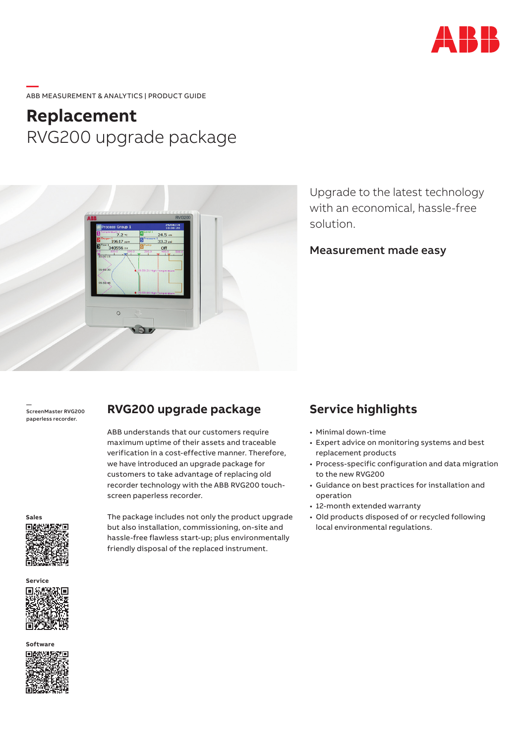ABB MEASUREMENT & ANALYTICS | PRODUCT GUIDE

# Replacement
RVG200 upgrade package

Upgrade to the latest technology with an economical, hassle-free solution.

**Measurement made easy**

ScreenMaster RVG200 paperless recorder.

## RVG200 upgrade package

ABB understands that our customers require maximum uptime of their assets and traceable verification in a cost-effective manner. Therefore, we have introduced an upgrade package for customers to take advantage of replacing old recorder technology with the ABB RVG200 touch-screen paperless recorder.

The package includes not only the product upgrade but also installation, commissioning, on-site and hassle-free flawless start-up; plus environmentally friendly disposal of the replaced instrument.

## Service highlights

- Minimal down-time
- Expert advice on monitoring systems and best replacement products
- Process-specific configuration and data migration to the new RVG200
- Guidance on best practices for installation and operation
- 12-month extended warranty
- Old products disposed of or recycled following local environmental regulations.

**Sales**

**Service**

**Software**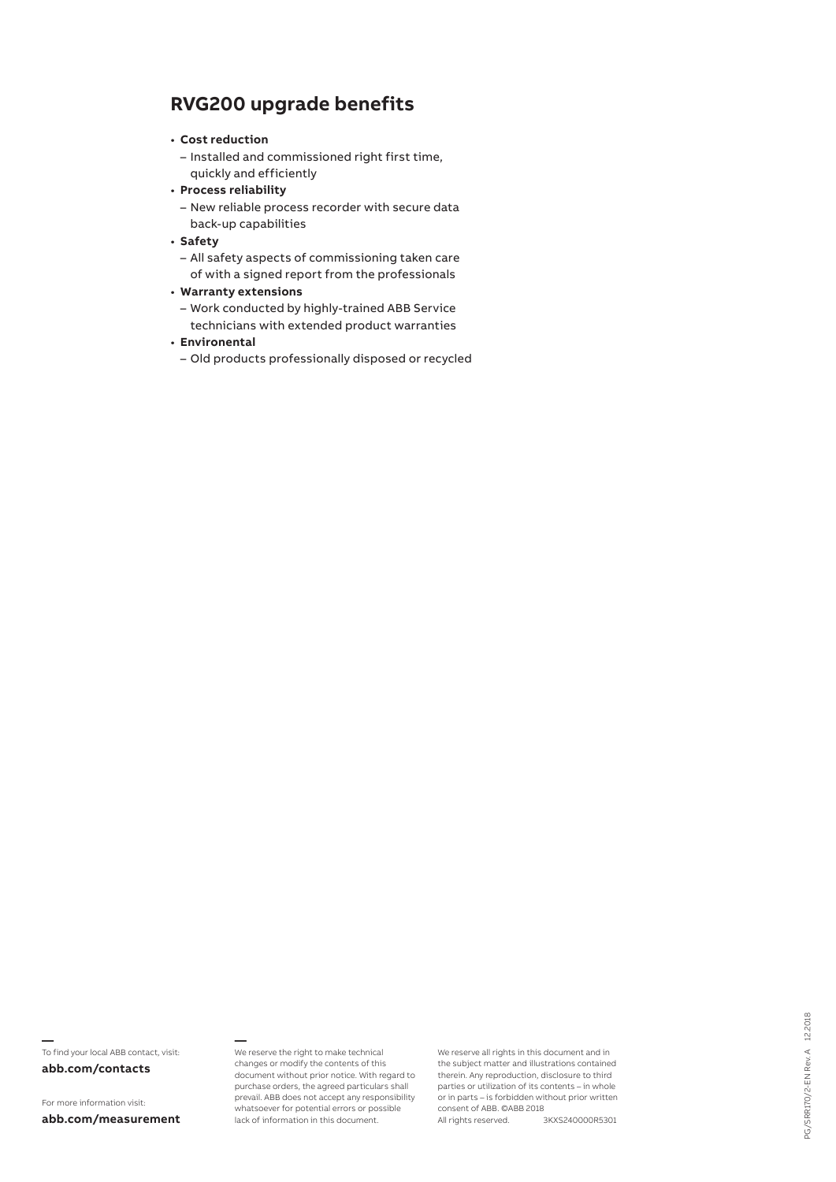## RVG200 upgrade benefits

- **Cost reduction**
  - Installed and commissioned right first time, quickly and efficiently
- **Process reliability**
  - New reliable process recorder with secure data back-up capabilities
- **Safety**
  - All safety aspects of commissioning taken care of with a signed report from the professionals
- **Warranty extensions**
  - Work conducted by highly-trained ABB Service technicians with extended product warranties
- **Environental**
  - Old products professionally disposed or recycled

—

To find your local ABB contact, visit:

**abb.com/contacts**

For more information visit:

**abb.com/measurement**

—

We reserve the right to make technical changes or modify the contents of this document without prior notice. With regard to purchase orders, the agreed particulars shall prevail. ABB does not accept any responsibility whatsoever for potential errors or possible lack of information in this document.

We reserve all rights in this document and in the subject matter and illustrations contained therein. Any reproduction, disclosure to third parties or utilization of its contents – in whole or in parts – is forbidden without prior written consent of ABB. ©ABB 2018
All rights reserved. 3KXS240000R5301

PG/SRRI70/2-EN Rev. A 12.2018